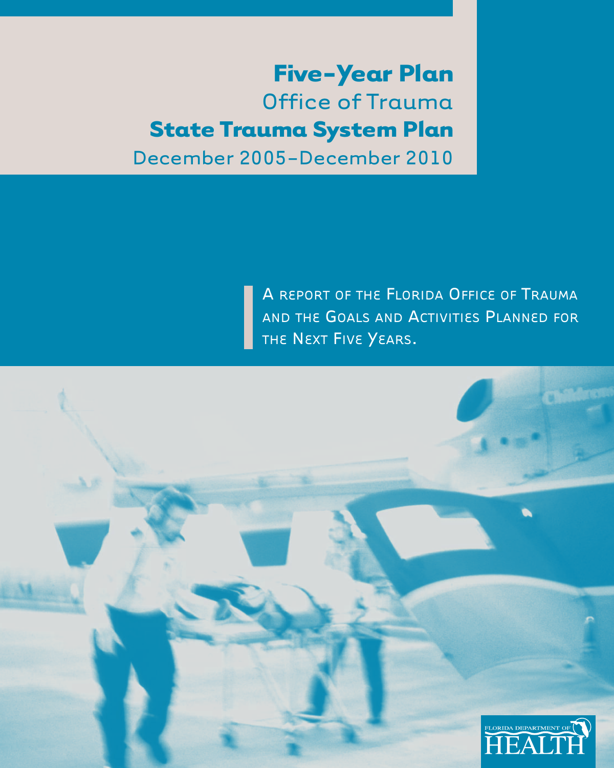# Five-Year Plan

## Office of Trauma

# State Trauma System Plan

## December 2005–December 2010

A report of the Florida Office of Trauma and the Goals and Activities Planned for the Next Five Years.

FLORIDA DEPARTMENT OF HEALTH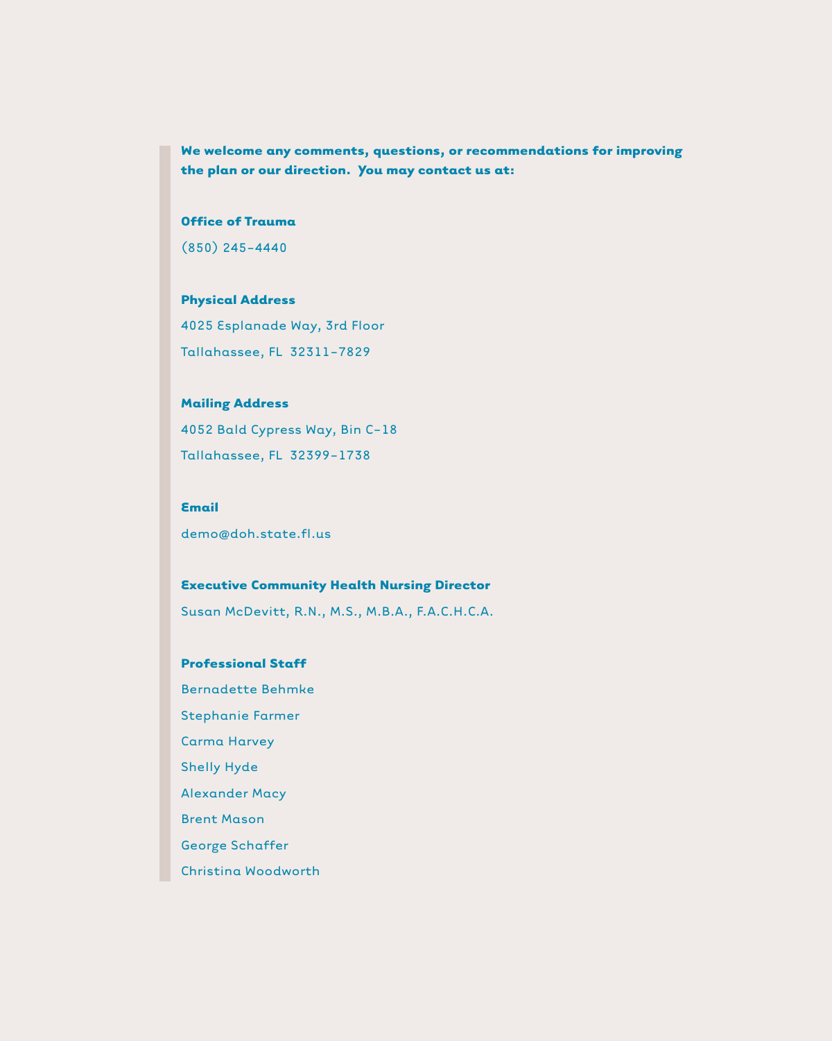**We welcome any comments, questions, or recommendations for improving the plan or our direction. You may contact us at:**

**Office of Trauma**

(850) 245-4440

**Physical Address**

4025 Esplanade Way, 3rd Floor

Tallahassee, FL 32311-7829

**Mailing Address**

4052 Bald Cypress Way, Bin C-18

Tallahassee, FL 32399-1738

**Email**

demo@doh.state.fl.us

**Executive Community Health Nursing Director**

Susan McDevitt, R.N., M.S., M.B.A., F.A.C.H.C.A.

**Professional Staff**

Bernadette Behmke

Stephanie Farmer

Carma Harvey

Shelly Hyde

Alexander Macy

Brent Mason

George Schaffer

Christina Woodworth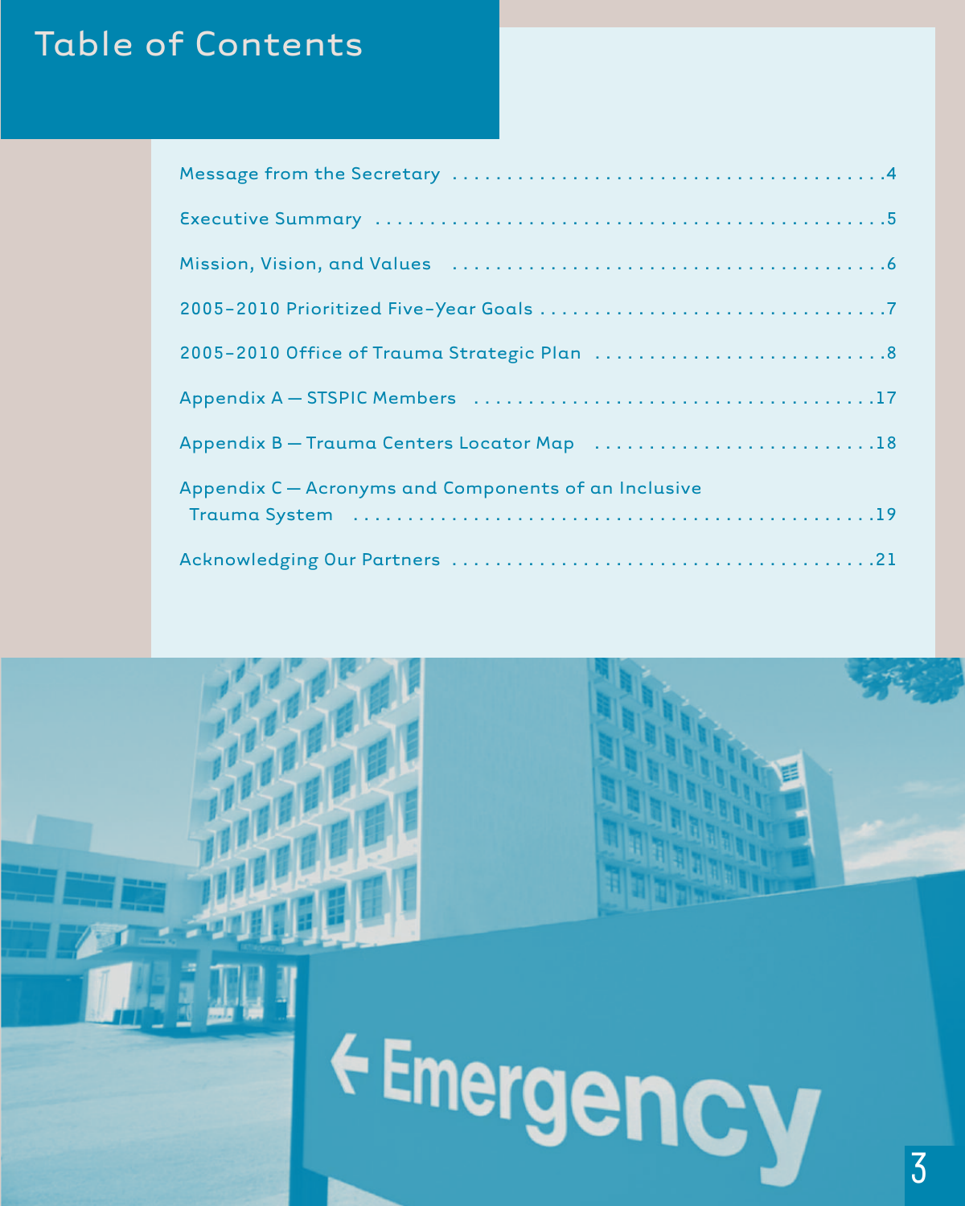# Table of Contents

Message from the Secretary . . . . . . . . . . . . . . . . . . . . . . . . . . . . . . . . . . . . . . . .4

Executive Summary . . . . . . . . . . . . . . . . . . . . . . . . . . . . . . . . . . . . . . . . . . . . .5

Mission, Vision, and Values . . . . . . . . . . . . . . . . . . . . . . . . . . . . . . . . . . . . . .6

2005–2010 Prioritized Five-Year Goals . . . . . . . . . . . . . . . . . . . . . . . . . . . . . . .7

2005–2010 Office of Trauma Strategic Plan . . . . . . . . . . . . . . . . . . . . . . . . . . .8

Appendix A — STSPIC Members . . . . . . . . . . . . . . . . . . . . . . . . . . . . . . . . . . .17

Appendix B — Trauma Centers Locator Map . . . . . . . . . . . . . . . . . . . . . . . . . .18

Appendix C — Acronyms and Components of an Inclusive Trauma System . . . . . . . . . . . . . . . . . . . . . . . . . . . . . . . . . . . . . . . . . . . . . . .19

Acknowledging Our Partners . . . . . . . . . . . . . . . . . . . . . . . . . . . . . . . . . . . . .21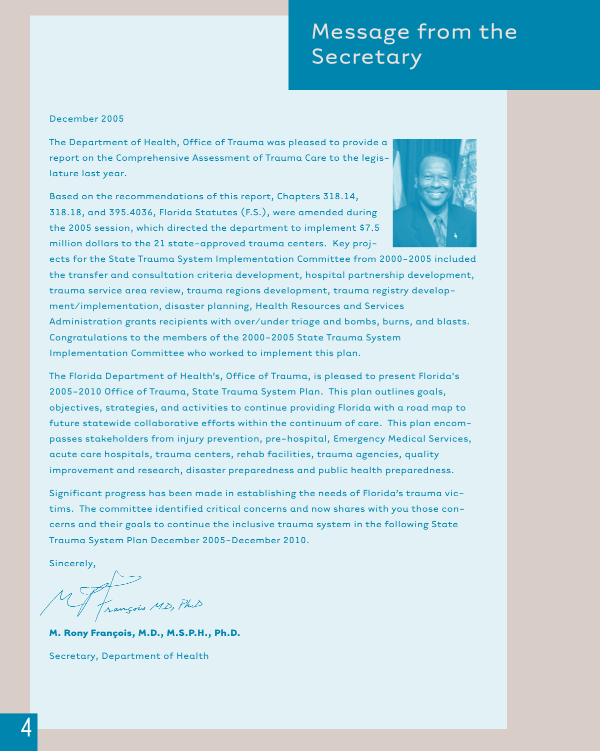# Message from the Secretary

December 2005

The Department of Health, Office of Trauma was pleased to provide a report on the Comprehensive Assessment of Trauma Care to the legislature last year.

Based on the recommendations of this report, Chapters 318.14, 318.18, and 395.4036, Florida Statutes (F.S.), were amended during the 2005 session, which directed the department to implement $7.5 million dollars to the 21 state-approved trauma centers. Key projects for the State Trauma System Implementation Committee from 2000-2005 included the transfer and consultation criteria development, hospital partnership development, trauma service area review, trauma regions development, trauma registry development/implementation, disaster planning, Health Resources and Services Administration grants recipients with over/under triage and bombs, burns, and blasts. Congratulations to the members of the 2000-2005 State Trauma System Implementation Committee who worked to implement this plan.

The Florida Department of Health's, Office of Trauma, is pleased to present Florida's 2005-2010 Office of Trauma, State Trauma System Plan. This plan outlines goals, objectives, strategies, and activities to continue providing Florida with a road map to future statewide collaborative efforts within the continuum of care. This plan encompasses stakeholders from injury prevention, pre-hospital, Emergency Medical Services, acute care hospitals, trauma centers, rehab facilities, trauma agencies, quality improvement and research, disaster preparedness and public health preparedness.

Significant progress has been made in establishing the needs of Florida's trauma victims. The committee identified critical concerns and now shares with you those concerns and their goals to continue the inclusive trauma system in the following State Trauma System Plan December 2005-December 2010.

Sincerely,

M. R. François MD, PhD

**M. Rony François, M.D., M.S.P.H., Ph.D.**

Secretary, Department of Health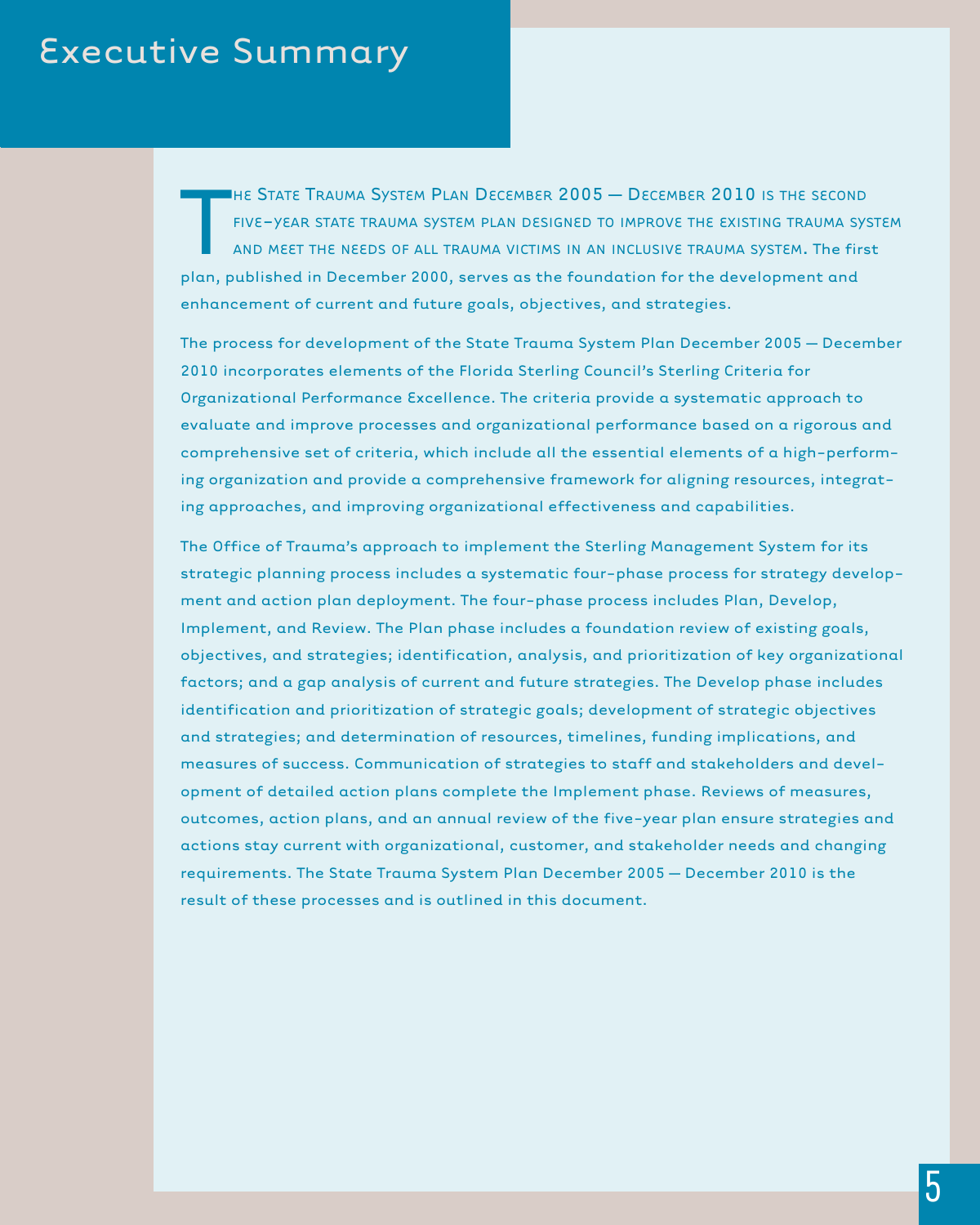# Executive Summary

The State Trauma System Plan December 2005 — December 2010 is the second five-year state trauma system plan designed to improve the existing trauma system and meet the needs of all trauma victims in an inclusive trauma system. The first plan, published in December 2000, serves as the foundation for the development and enhancement of current and future goals, objectives, and strategies.

The process for development of the State Trauma System Plan December 2005 — December 2010 incorporates elements of the Florida Sterling Council's Sterling Criteria for Organizational Performance Excellence. The criteria provide a systematic approach to evaluate and improve processes and organizational performance based on a rigorous and comprehensive set of criteria, which include all the essential elements of a high-performing organization and provide a comprehensive framework for aligning resources, integrating approaches, and improving organizational effectiveness and capabilities.

The Office of Trauma's approach to implement the Sterling Management System for its strategic planning process includes a systematic four-phase process for strategy development and action plan deployment. The four-phase process includes Plan, Develop, Implement, and Review. The Plan phase includes a foundation review of existing goals, objectives, and strategies; identification, analysis, and prioritization of key organizational factors; and a gap analysis of current and future strategies. The Develop phase includes identification and prioritization of strategic goals; development of strategic objectives and strategies; and determination of resources, timelines, funding implications, and measures of success. Communication of strategies to staff and stakeholders and development of detailed action plans complete the Implement phase. Reviews of measures, outcomes, action plans, and an annual review of the five-year plan ensure strategies and actions stay current with organizational, customer, and stakeholder needs and changing requirements. The State Trauma System Plan December 2005 — December 2010 is the result of these processes and is outlined in this document.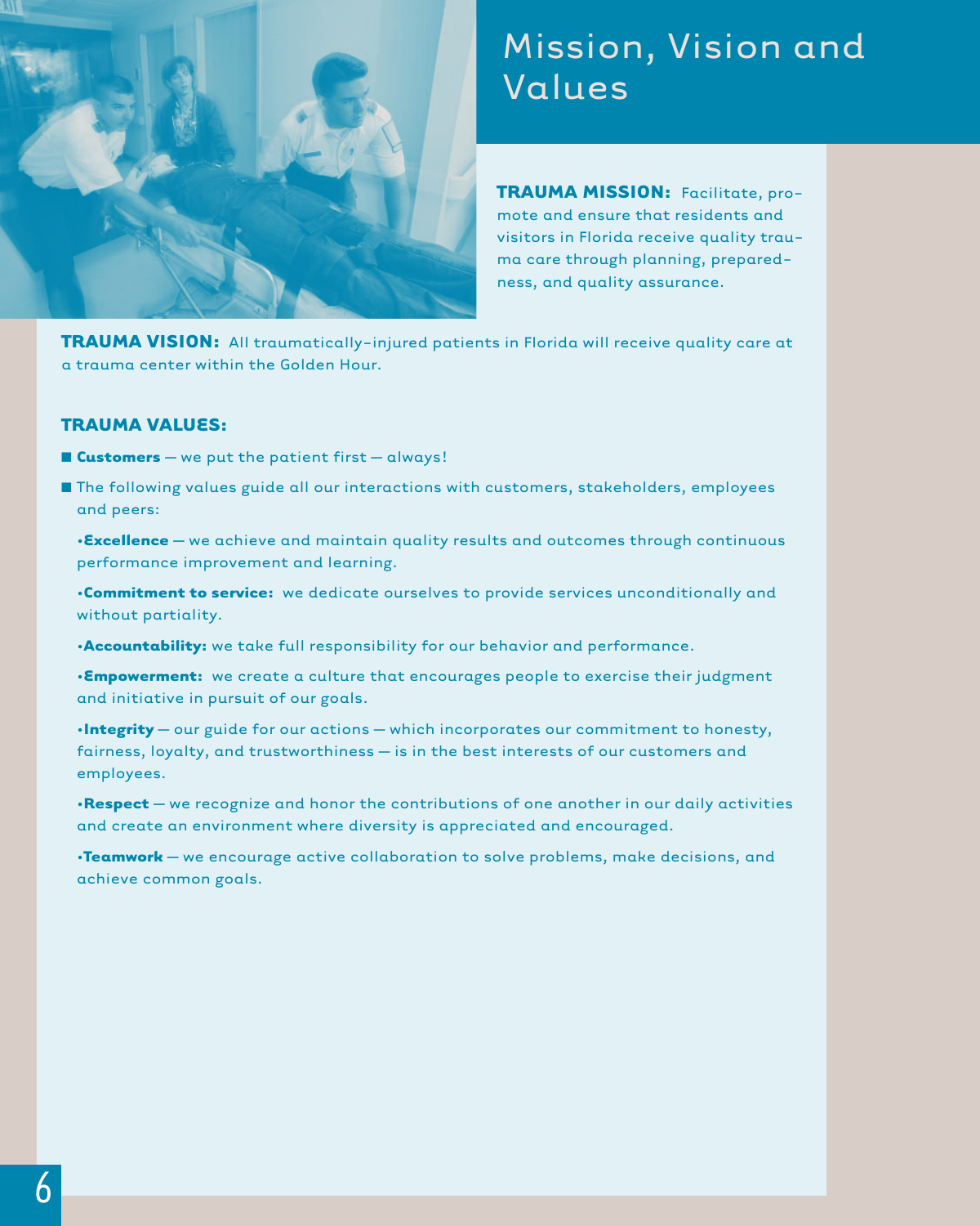# Mission, Vision and Values

**TRAUMA MISSION:** Facilitate, promote and ensure that residents and visitors in Florida receive quality trauma care through planning, preparedness, and quality assurance.

**TRAUMA VISION:** All traumatically-injured patients in Florida will receive quality care at a trauma center within the Golden Hour.

**TRAUMA VALUES:**

- **Customers** — we put the patient first — always!
- The following values guide all our interactions with customers, stakeholders, employees and peers:
  - **Excellence** — we achieve and maintain quality results and outcomes through continuous performance improvement and learning.
  - **Commitment to service:** we dedicate ourselves to provide services unconditionally and without partiality.
  - **Accountability:** we take full responsibility for our behavior and performance.
  - **Empowerment:** we create a culture that encourages people to exercise their judgment and initiative in pursuit of our goals.
  - **Integrity** — our guide for our actions — which incorporates our commitment to honesty, fairness, loyalty, and trustworthiness — is in the best interests of our customers and employees.
  - **Respect** — we recognize and honor the contributions of one another in our daily activities and create an environment where diversity is appreciated and encouraged.
  - **Teamwork** — we encourage active collaboration to solve problems, make decisions, and achieve common goals.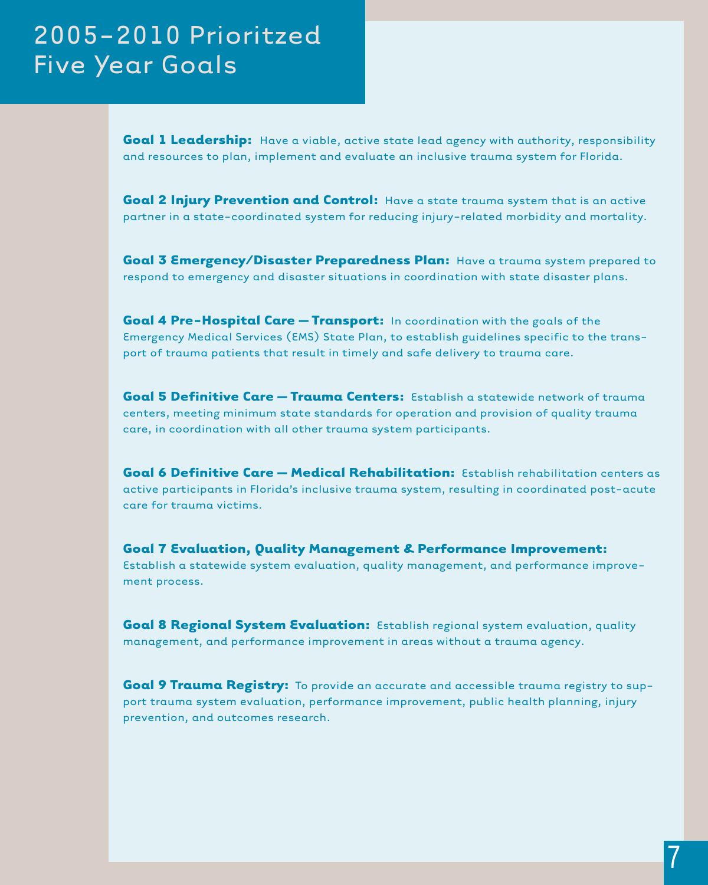# 2005–2010 Prioritzed Five Year Goals

**Goal 1 Leadership:** Have a viable, active state lead agency with authority, responsibility and resources to plan, implement and evaluate an inclusive trauma system for Florida.

**Goal 2 Injury Prevention and Control:** Have a state trauma system that is an active partner in a state-coordinated system for reducing injury-related morbidity and mortality.

**Goal 3 Emergency/Disaster Preparedness Plan:** Have a trauma system prepared to respond to emergency and disaster situations in coordination with state disaster plans.

**Goal 4 Pre-Hospital Care — Transport:** In coordination with the goals of the Emergency Medical Services (EMS) State Plan, to establish guidelines specific to the transport of trauma patients that result in timely and safe delivery to trauma care.

**Goal 5 Definitive Care — Trauma Centers:** Establish a statewide network of trauma centers, meeting minimum state standards for operation and provision of quality trauma care, in coordination with all other trauma system participants.

**Goal 6 Definitive Care — Medical Rehabilitation:** Establish rehabilitation centers as active participants in Florida's inclusive trauma system, resulting in coordinated post-acute care for trauma victims.

**Goal 7 Evaluation, Quality Management & Performance Improvement:** Establish a statewide system evaluation, quality management, and performance improvement process.

**Goal 8 Regional System Evaluation:** Establish regional system evaluation, quality management, and performance improvement in areas without a trauma agency.

**Goal 9 Trauma Registry:** To provide an accurate and accessible trauma registry to support trauma system evaluation, performance improvement, public health planning, injury prevention, and outcomes research.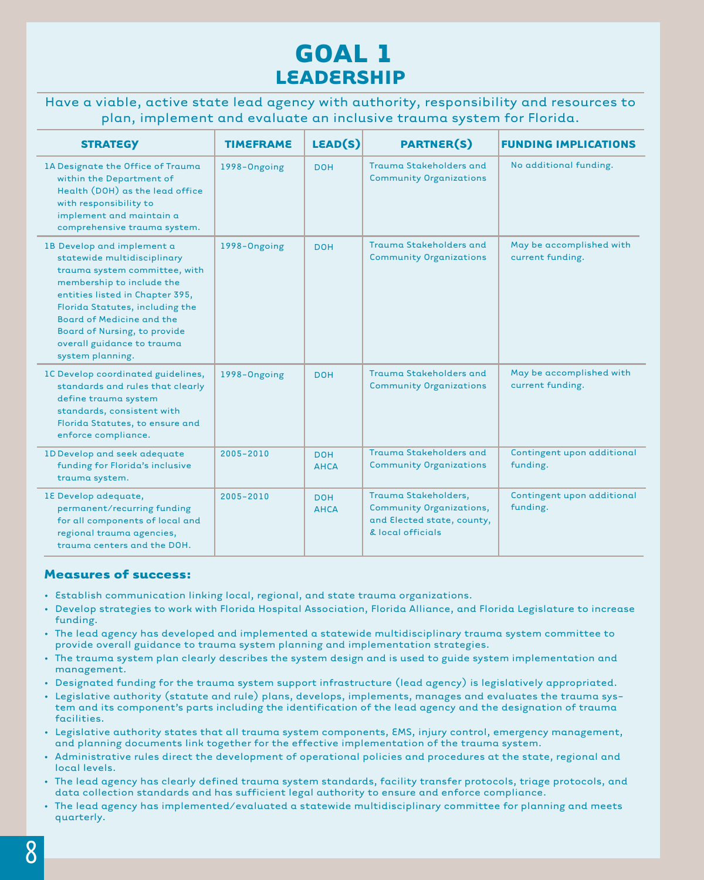# GOAL 1
## LEADERSHIP

Have a viable, active state lead agency with authority, responsibility and resources to plan, implement and evaluate an inclusive trauma system for Florida.

| STRATEGY | TIMEFRAME | LEAD(S) | PARTNER(S) | FUNDING IMPLICATIONS |
|---|---|---|---|---|
| 1A Designate the Office of Trauma within the Department of Health (DOH) as the lead office with responsibility to implement and maintain a comprehensive trauma system. | 1998–Ongoing | DOH | Trauma Stakeholders and Community Organizations | No additional funding. |
| 1B Develop and implement a statewide multidisciplinary trauma system committee, with membership to include the entities listed in Chapter 395, Florida Statutes, including the Board of Medicine and the Board of Nursing, to provide overall guidance to trauma system planning. | 1998–Ongoing | DOH | Trauma Stakeholders and Community Organizations | May be accomplished with current funding. |
| 1C Develop coordinated guidelines, standards and rules that clearly define trauma system standards, consistent with Florida Statutes, to ensure and enforce compliance. | 1998–Ongoing | DOH | Trauma Stakeholders and Community Organizations | May be accomplished with current funding. |
| 1D Develop and seek adequate funding for Florida's inclusive trauma system. | 2005–2010 | DOH AHCA | Trauma Stakeholders and Community Organizations | Contingent upon additional funding. |
| 1E Develop adequate, permanent/recurring funding for all components of local and regional trauma agencies, trauma centers and the DOH. | 2005–2010 | DOH AHCA | Trauma Stakeholders, Community Organizations, and Elected state, county, & local officials | Contingent upon additional funding. |

### Measures of success:

- Establish communication linking local, regional, and state trauma organizations.
- Develop strategies to work with Florida Hospital Association, Florida Alliance, and Florida Legislature to increase funding.
- The lead agency has developed and implemented a statewide multidisciplinary trauma system committee to provide overall guidance to trauma system planning and implementation strategies.
- The trauma system plan clearly describes the system design and is used to guide system implementation and management.
- Designated funding for the trauma system support infrastructure (lead agency) is legislatively appropriated.
- Legislative authority (statute and rule) plans, develops, implements, manages and evaluates the trauma system and its component's parts including the identification of the lead agency and the designation of trauma facilities.
- Legislative authority states that all trauma system components, EMS, injury control, emergency management, and planning documents link together for the effective implementation of the trauma system.
- Administrative rules direct the development of operational policies and procedures at the state, regional and local levels.
- The lead agency has clearly defined trauma system standards, facility transfer protocols, triage protocols, and data collection standards and has sufficient legal authority to ensure and enforce compliance.
- The lead agency has implemented/evaluated a statewide multidisciplinary committee for planning and meets quarterly.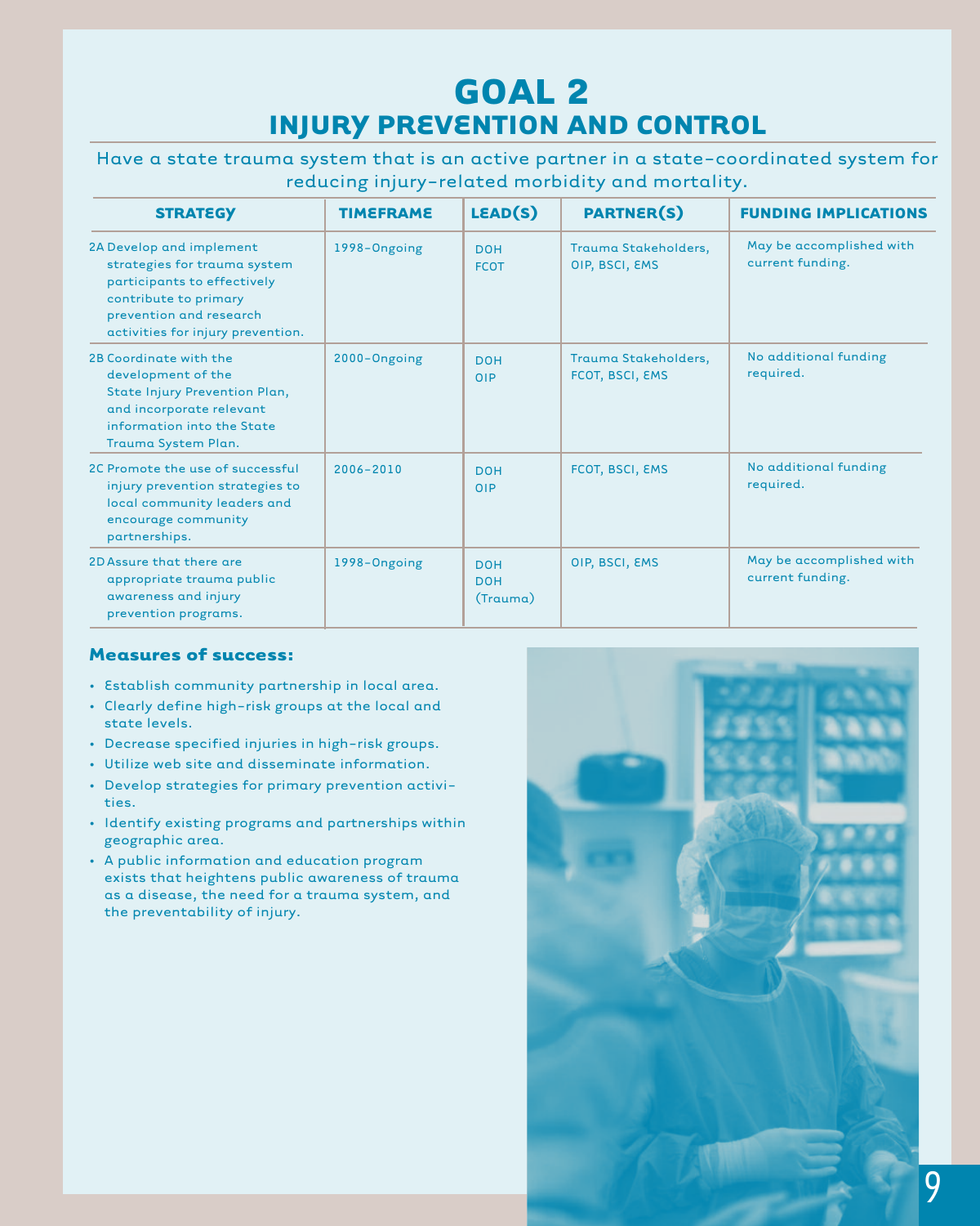# GOAL 2
## INJURY PREVENTION AND CONTROL

Have a state trauma system that is an active partner in a state-coordinated system for reducing injury-related morbidity and mortality.

| STRATEGY | TIMEFRAME | LEAD(S) | PARTNER(S) | FUNDING IMPLICATIONS |
|---|---|---|---|---|
| 2A Develop and implement strategies for trauma system participants to effectively contribute to primary prevention and research activities for injury prevention. | 1998–Ongoing | DOH<br>FCOT | Trauma Stakeholders, OIP, BSCI, EMS | May be accomplished with current funding. |
| 2B Coordinate with the development of the State Injury Prevention Plan, and incorporate relevant information into the State Trauma System Plan. | 2000–Ongoing | DOH<br>OIP | Trauma Stakeholders, FCOT, BSCI, EMS | No additional funding required. |
| 2C Promote the use of successful injury prevention strategies to local community leaders and encourage community partnerships. | 2006–2010 | DOH<br>OIP | FCOT, BSCI, EMS | No additional funding required. |
| 2D Assure that there are appropriate trauma public awareness and injury prevention programs. | 1998–Ongoing | DOH<br>DOH (Trauma) | OIP, BSCI, EMS | May be accomplished with current funding. |

**Measures of success:**

- Establish community partnership in local area.
- Clearly define high-risk groups at the local and state levels.
- Decrease specified injuries in high-risk groups.
- Utilize web site and disseminate information.
- Develop strategies for primary prevention activities.
- Identify existing programs and partnerships within geographic area.
- A public information and education program exists that heightens public awareness of trauma as a disease, the need for a trauma system, and the preventability of injury.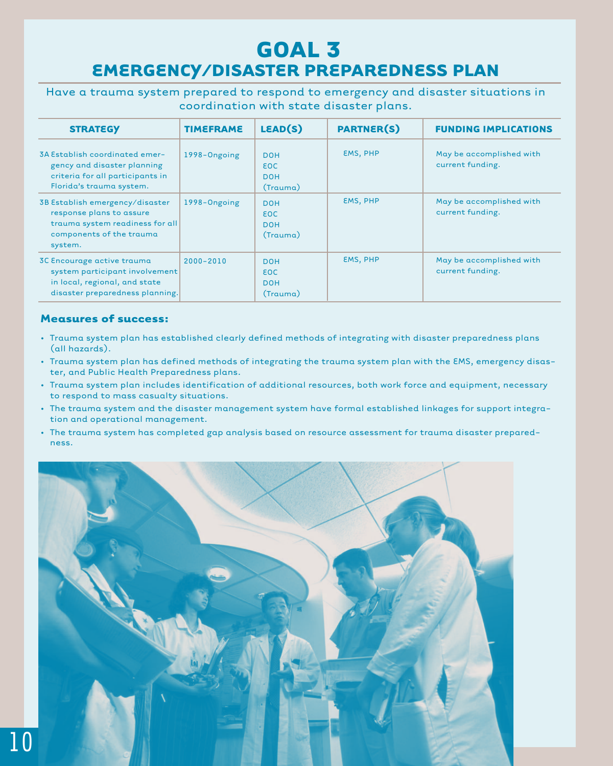# GOAL 3

## EMERGENCY/DISASTER PREPAREDNESS PLAN

Have a trauma system prepared to respond to emergency and disaster situations in coordination with state disaster plans.

| STRATEGY | TIMEFRAME | LEAD(S) | PARTNER(S) | FUNDING IMPLICATIONS |
|---|---|---|---|---|
| 3A Establish coordinated emergency and disaster planning criteria for all participants in Florida's trauma system. | 1998–Ongoing | DOH EOC DOH (Trauma) | EMS, PHP | May be accomplished with current funding. |
| 3B Establish emergency/disaster response plans to assure trauma system readiness for all components of the trauma system. | 1998–Ongoing | DOH EOC DOH (Trauma) | EMS, PHP | May be accomplished with current funding. |
| 3C Encourage active trauma system participant involvement in local, regional, and state disaster preparedness planning. | 2000–2010 | DOH EOC DOH (Trauma) | EMS, PHP | May be accomplished with current funding. |

**Measures of success:**

- Trauma system plan has established clearly defined methods of integrating with disaster preparedness plans (all hazards).
- Trauma system plan has defined methods of integrating the trauma system plan with the EMS, emergency disaster, and Public Health Preparedness plans.
- Trauma system plan includes identification of additional resources, both work force and equipment, necessary to respond to mass casualty situations.
- The trauma system and the disaster management system have formal established linkages for support integration and operational management.
- The trauma system has completed gap analysis based on resource assessment for trauma disaster preparedness.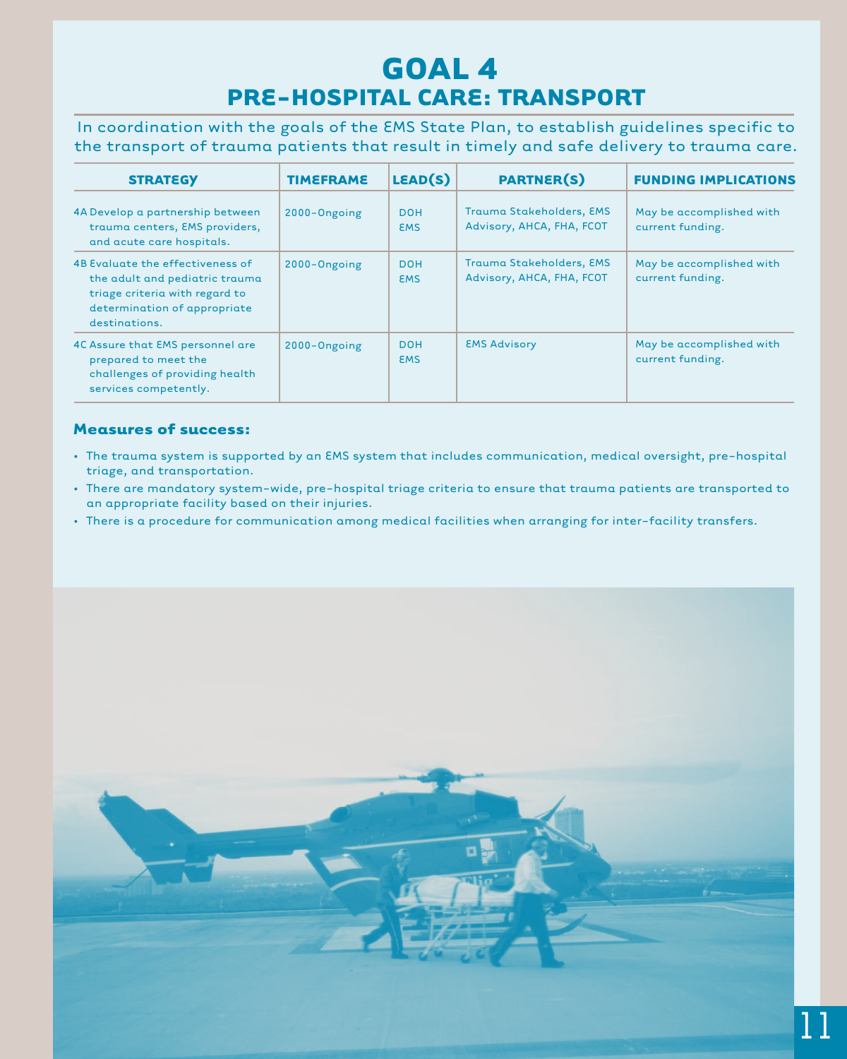# GOAL 4

## PRE-HOSPITAL CARE: TRANSPORT

In coordination with the goals of the EMS State Plan, to establish guidelines specific to the transport of trauma patients that result in timely and safe delivery to trauma care.

| STRATEGY | TIMEFRAME | LEAD(S) | PARTNER(S) | FUNDING IMPLICATIONS |
|---|---|---|---|---|
| 4A Develop a partnership between trauma centers, EMS providers, and acute care hospitals. | 2000–Ongoing | DOH EMS | Trauma Stakeholders, EMS Advisory, AHCA, FHA, FCOT | May be accomplished with current funding. |
| 4B Evaluate the effectiveness of the adult and pediatric trauma triage criteria with regard to determination of appropriate destinations. | 2000–Ongoing | DOH EMS | Trauma Stakeholders, EMS Advisory, AHCA, FHA, FCOT | May be accomplished with current funding. |
| 4C Assure that EMS personnel are prepared to meet the challenges of providing health services competently. | 2000–Ongoing | DOH EMS | EMS Advisory | May be accomplished with current funding. |

**Measures of success:**

- The trauma system is supported by an EMS system that includes communication, medical oversight, pre-hospital triage, and transportation.
- There are mandatory system-wide, pre-hospital triage criteria to ensure that trauma patients are transported to an appropriate facility based on their injuries.
- There is a procedure for communication among medical facilities when arranging for inter-facility transfers.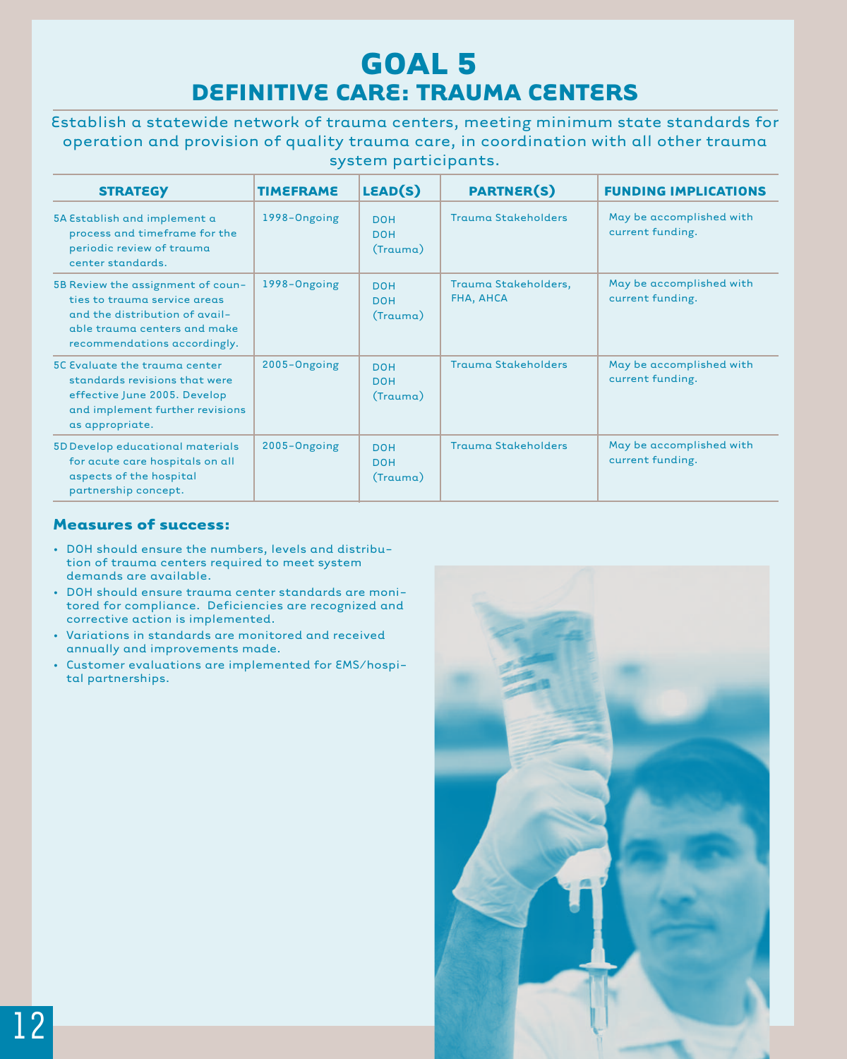# GOAL 5

## DEFINITIVE CARE: TRAUMA CENTERS

Establish a statewide network of trauma centers, meeting minimum state standards for operation and provision of quality trauma care, in coordination with all other trauma system participants.

| STRATEGY | TIMEFRAME | LEAD(S) | PARTNER(S) | FUNDING IMPLICATIONS |
|---|---|---|---|---|
| 5A Establish and implement a process and timeframe for the periodic review of trauma center standards. | 1998–Ongoing | DOH DOH (Trauma) | Trauma Stakeholders | May be accomplished with current funding. |
| 5B Review the assignment of counties to trauma service areas and the distribution of available trauma centers and make recommendations accordingly. | 1998–Ongoing | DOH DOH (Trauma) | Trauma Stakeholders, FHA, AHCA | May be accomplished with current funding. |
| 5C Evaluate the trauma center standards revisions that were effective June 2005. Develop and implement further revisions as appropriate. | 2005–Ongoing | DOH DOH (Trauma) | Trauma Stakeholders | May be accomplished with current funding. |
| 5D Develop educational materials for acute care hospitals on all aspects of the hospital partnership concept. | 2005–Ongoing | DOH DOH (Trauma) | Trauma Stakeholders | May be accomplished with current funding. |

### Measures of success:

- DOH should ensure the numbers, levels and distribution of trauma centers required to meet system demands are available.
- DOH should ensure trauma center standards are monitored for compliance. Deficiencies are recognized and corrective action is implemented.
- Variations in standards are monitored and received annually and improvements made.
- Customer evaluations are implemented for EMS/hospital partnerships.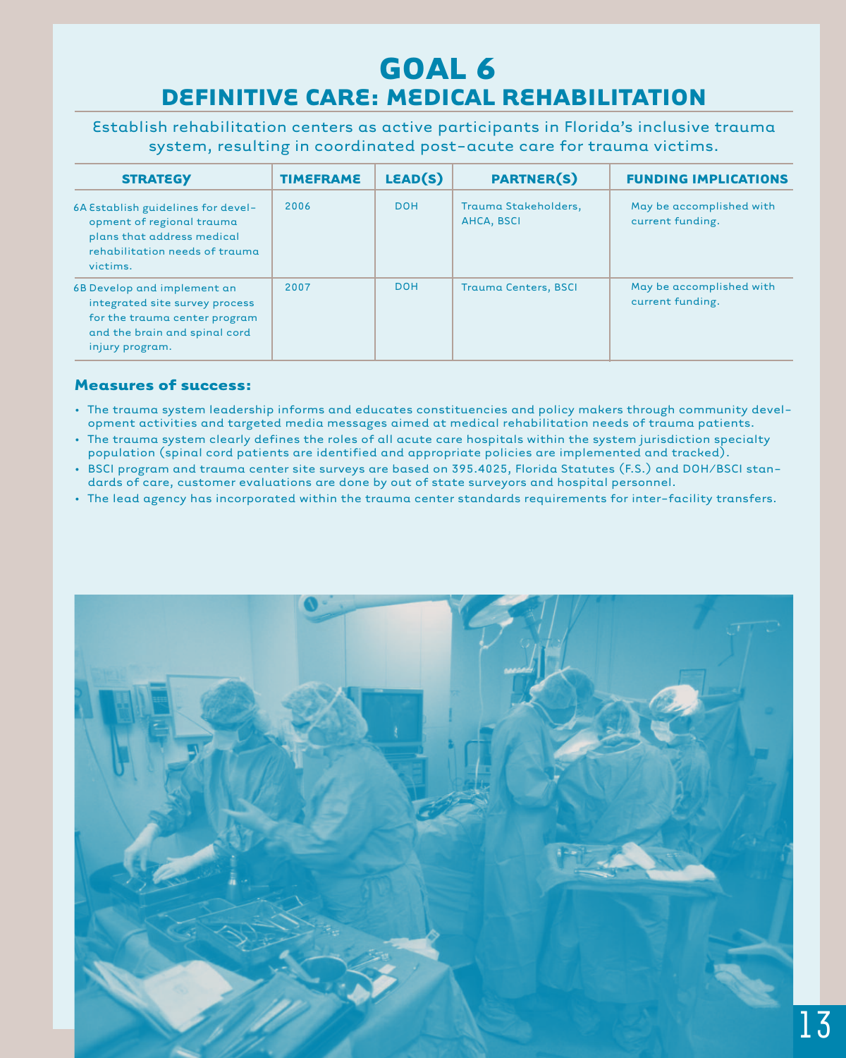# GOAL 6

## DEFINITIVE CARE: MEDICAL REHABILITATION

Establish rehabilitation centers as active participants in Florida's inclusive trauma system, resulting in coordinated post-acute care for trauma victims.

| STRATEGY | TIMEFRAME | LEAD(S) | PARTNER(S) | FUNDING IMPLICATIONS |
|---|---|---|---|---|
| 6A Establish guidelines for development of regional trauma plans that address medical rehabilitation needs of trauma victims. | 2006 | DOH | Trauma Stakeholders, AHCA, BSCI | May be accomplished with current funding. |
| 6B Develop and implement an integrated site survey process for the trauma center program and the brain and spinal cord injury program. | 2007 | DOH | Trauma Centers, BSCI | May be accomplished with current funding. |

### Measures of success:

- The trauma system leadership informs and educates constituencies and policy makers through community development activities and targeted media messages aimed at medical rehabilitation needs of trauma patients.
- The trauma system clearly defines the roles of all acute care hospitals within the system jurisdiction specialty population (spinal cord patients are identified and appropriate policies are implemented and tracked).
- BSCI program and trauma center site surveys are based on 395.4025, Florida Statutes (F.S.) and DOH/BSCI standards of care, customer evaluations are done by out of state surveyors and hospital personnel.
- The lead agency has incorporated within the trauma center standards requirements for inter-facility transfers.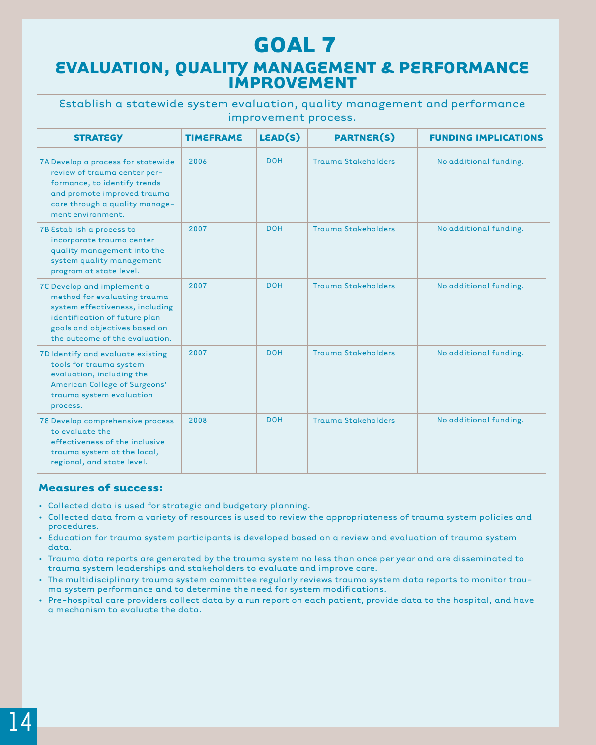# GOAL 7

## EVALUATION, QUALITY MANAGEMENT & PERFORMANCE IMPROVEMENT

Establish a statewide system evaluation, quality management and performance improvement process.

| STRATEGY | TIMEFRAME | LEAD(S) | PARTNER(S) | FUNDING IMPLICATIONS |
|---|---|---|---|---|
| 7A Develop a process for statewide review of trauma center performance, to identify trends and promote improved trauma care through a quality management environment. | 2006 | DOH | Trauma Stakeholders | No additional funding. |
| 7B Establish a process to incorporate trauma center quality management into the system quality management program at state level. | 2007 | DOH | Trauma Stakeholders | No additional funding. |
| 7C Develop and implement a method for evaluating trauma system effectiveness, including identification of future plan goals and objectives based on the outcome of the evaluation. | 2007 | DOH | Trauma Stakeholders | No additional funding. |
| 7D Identify and evaluate existing tools for trauma system evaluation, including the American College of Surgeons' trauma system evaluation process. | 2007 | DOH | Trauma Stakeholders | No additional funding. |
| 7E Develop comprehensive process to evaluate the effectiveness of the inclusive trauma system at the local, regional, and state level. | 2008 | DOH | Trauma Stakeholders | No additional funding. |

### Measures of success:

- Collected data is used for strategic and budgetary planning.
- Collected data from a variety of resources is used to review the appropriateness of trauma system policies and procedures.
- Education for trauma system participants is developed based on a review and evaluation of trauma system data.
- Trauma data reports are generated by the trauma system no less than once per year and are disseminated to trauma system leaderships and stakeholders to evaluate and improve care.
- The multidisciplinary trauma system committee regularly reviews trauma system data reports to monitor trauma system performance and to determine the need for system modifications.
- Pre-hospital care providers collect data by a run report on each patient, provide data to the hospital, and have a mechanism to evaluate the data.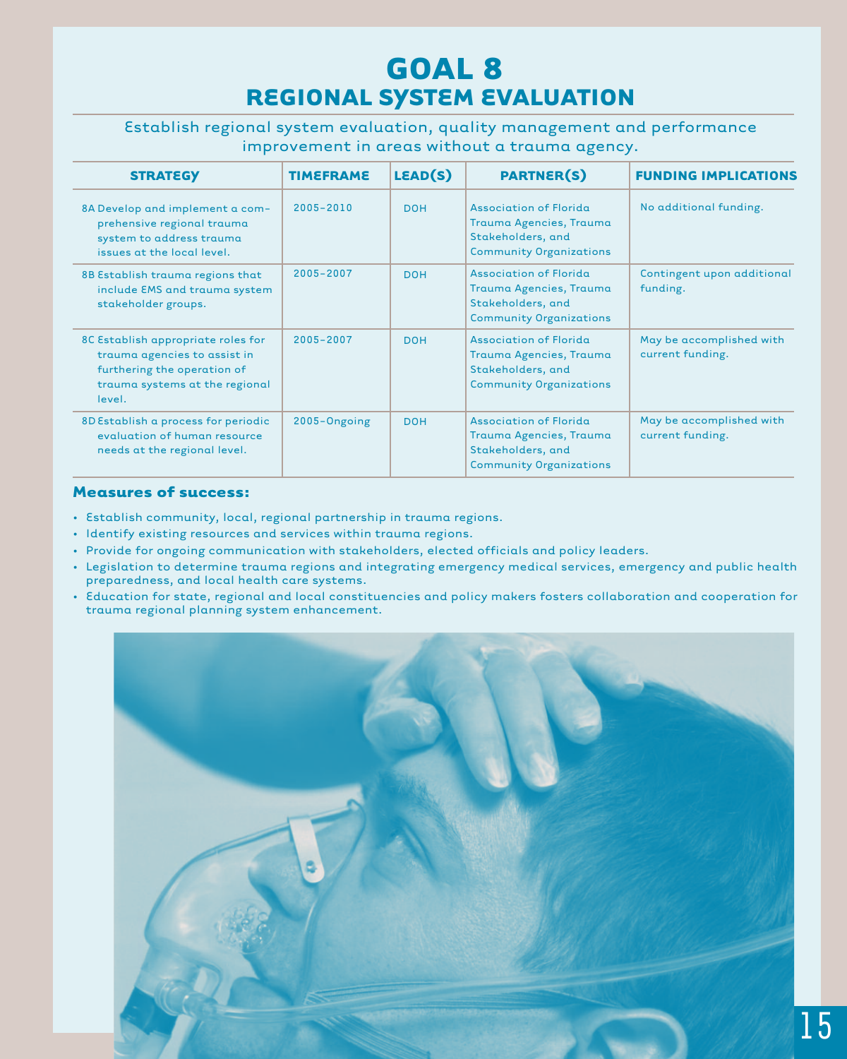# GOAL 8

## REGIONAL SYSTEM EVALUATION

Establish regional system evaluation, quality management and performance improvement in areas without a trauma agency.

| STRATEGY | TIMEFRAME | LEAD(S) | PARTNER(S) | FUNDING IMPLICATIONS |
|---|---|---|---|---|
| 8A Develop and implement a comprehensive regional trauma system to address trauma issues at the local level. | 2005–2010 | DOH | Association of Florida Trauma Agencies, Trauma Stakeholders, and Community Organizations | No additional funding. |
| 8B Establish trauma regions that include EMS and trauma system stakeholder groups. | 2005–2007 | DOH | Association of Florida Trauma Agencies, Trauma Stakeholders, and Community Organizations | Contingent upon additional funding. |
| 8C Establish appropriate roles for trauma agencies to assist in furthering the operation of trauma systems at the regional level. | 2005–2007 | DOH | Association of Florida Trauma Agencies, Trauma Stakeholders, and Community Organizations | May be accomplished with current funding. |
| 8D Establish a process for periodic evaluation of human resource needs at the regional level. | 2005–Ongoing | DOH | Association of Florida Trauma Agencies, Trauma Stakeholders, and Community Organizations | May be accomplished with current funding. |

**Measures of success:**

- Establish community, local, regional partnership in trauma regions.
- Identify existing resources and services within trauma regions.
- Provide for ongoing communication with stakeholders, elected officials and policy leaders.
- Legislation to determine trauma regions and integrating emergency medical services, emergency and public health preparedness, and local health care systems.
- Education for state, regional and local constituencies and policy makers fosters collaboration and cooperation for trauma regional planning system enhancement.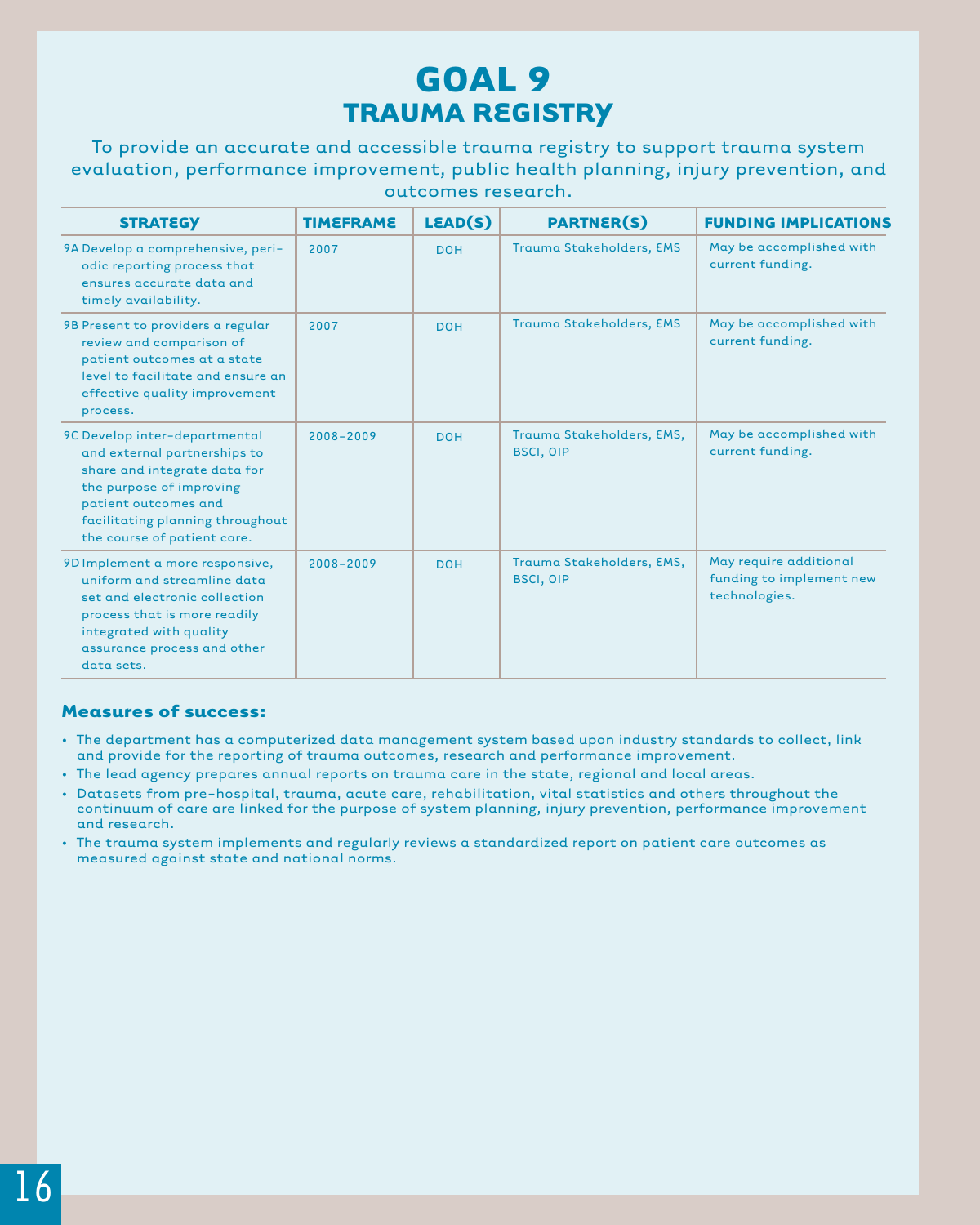# GOAL 9
## TRAUMA REGISTRY

To provide an accurate and accessible trauma registry to support trauma system evaluation, performance improvement, public health planning, injury prevention, and outcomes research.

| STRATEGY | TIMEFRAME | LEAD(S) | PARTNER(S) | FUNDING IMPLICATIONS |
|---|---|---|---|---|
| 9A Develop a comprehensive, periodic reporting process that ensures accurate data and timely availability. | 2007 | DOH | Trauma Stakeholders, EMS | May be accomplished with current funding. |
| 9B Present to providers a regular review and comparison of patient outcomes at a state level to facilitate and ensure an effective quality improvement process. | 2007 | DOH | Trauma Stakeholders, EMS | May be accomplished with current funding. |
| 9C Develop inter-departmental and external partnerships to share and integrate data for the purpose of improving patient outcomes and facilitating planning throughout the course of patient care. | 2008–2009 | DOH | Trauma Stakeholders, EMS, BSCI, OIP | May be accomplished with current funding. |
| 9D Implement a more responsive, uniform and streamline data set and electronic collection process that is more readily integrated with quality assurance process and other data sets. | 2008–2009 | DOH | Trauma Stakeholders, EMS, BSCI, OIP | May require additional funding to implement new technologies. |

**Measures of success:**

- The department has a computerized data management system based upon industry standards to collect, link and provide for the reporting of trauma outcomes, research and performance improvement.
- The lead agency prepares annual reports on trauma care in the state, regional and local areas.
- Datasets from pre-hospital, trauma, acute care, rehabilitation, vital statistics and others throughout the continuum of care are linked for the purpose of system planning, injury prevention, performance improvement and research.
- The trauma system implements and regularly reviews a standardized report on patient care outcomes as measured against state and national norms.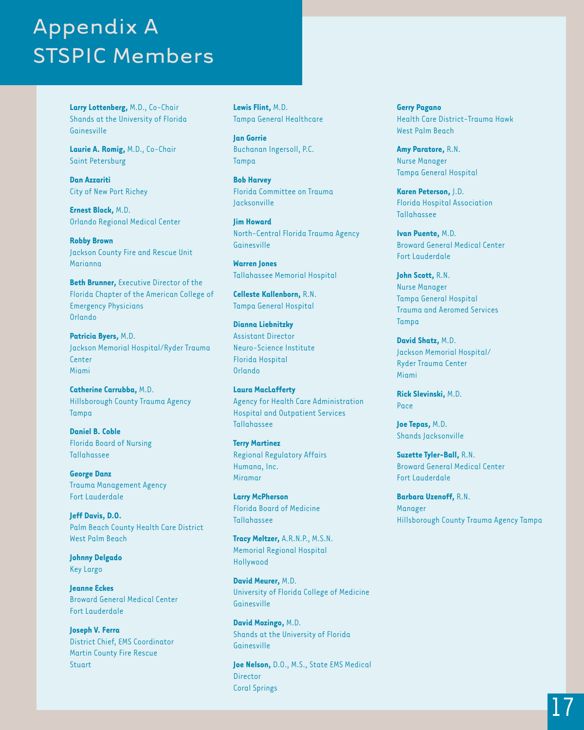# Appendix A
# STSPIC Members

**Larry Lottenberg,** M.D., Co-Chair
Shands at the University of Florida
Gainesville

**Laurie A. Romig,** M.D., Co-Chair
Saint Petersburg

**Dan Azzariti**
City of New Port Richey

**Ernest Block,** M.D.
Orlando Regional Medical Center

**Robby Brown**
Jackson County Fire and Rescue Unit
Marianna

**Beth Brunner,** Executive Director of the Florida Chapter of the American College of Emergency Physicians
Orlando

**Patricia Byers,** M.D.
Jackson Memorial Hospital/Ryder Trauma Center
Miami

**Catherine Carrubba,** M.D.
Hillsborough County Trauma Agency
Tampa

**Daniel B. Coble**
Florida Board of Nursing
Tallahassee

**George Danz**
Trauma Management Agency
Fort Lauderdale

**Jeff Davis, D.O.**
Palm Beach County Health Care District
West Palm Beach

**Johnny Delgado**
Key Largo

**Jeanne Eckes**
Broward General Medical Center
Fort Lauderdale

**Joseph V. Ferra**
District Chief, EMS Coordinator
Martin County Fire Rescue
Stuart

**Lewis Flint,** M.D.
Tampa General Healthcare

**Jan Gorrie**
Buchanan Ingersoll, P.C.
Tampa

**Bob Harvey**
Florida Committee on Trauma
Jacksonville

**Jim Howard**
North-Central Florida Trauma Agency
Gainesville

**Warren Jones**
Tallahassee Memorial Hospital

**Celleste Kallenborn,** R.N.
Tampa General Hospital

**Dianna Liebnitzky**
Assistant Director
Neuro-Science Institute
Florida Hospital
Orlando

**Laura MacLafferty**
Agency for Health Care Administration
Hospital and Outpatient Services
Tallahassee

**Terry Martinez**
Regional Regulatory Affairs
Humana, Inc.
Miramar

**Larry McPherson**
Florida Board of Medicine
Tallahassee

**Tracy Meltzer,** A.R.N.P., M.S.N.
Memorial Regional Hospital
Hollywood

**David Meurer,** M.D.
University of Florida College of Medicine
Gainesville

**David Mozingo,** M.D.
Shands at the University of Florida
Gainesville

**Joe Nelson,** D.O., M.S., State EMS Medical Director
Coral Springs

**Gerry Pagano**
Health Care District-Trauma Hawk
West Palm Beach

**Amy Paratore,** R.N.
Nurse Manager
Tampa General Hospital

**Karen Peterson,** J.D.
Florida Hospital Association
Tallahassee

**Ivan Puente,** M.D.
Broward General Medical Center
Fort Lauderdale

**John Scott,** R.N.
Nurse Manager
Tampa General Hospital
Trauma and Aeromed Services
Tampa

**David Shatz,** M.D.
Jackson Memorial Hospital/
Ryder Trauma Center
Miami

**Rick Slevinski,** M.D.
Pace

**Joe Tepas,** M.D.
Shands Jacksonville

**Suzette Tyler-Ball,** R.N.
Broward General Medical Center
Fort Lauderdale

**Barbara Uzenoff,** R.N.
Manager
Hillsborough County Trauma Agency Tampa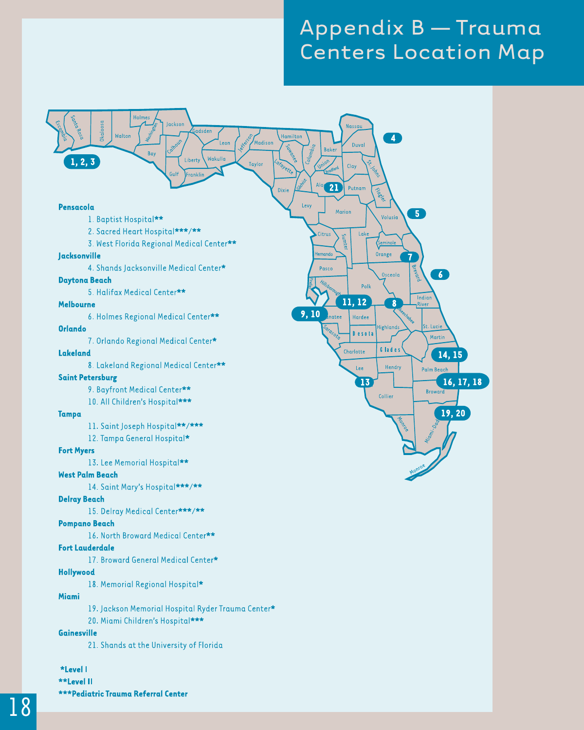# Appendix B — Trauma Centers Location Map

**Pensacola**

1. Baptist Hospital**
2. Sacred Heart Hospital***/**
3. West Florida Regional Medical Center**

**Jacksonville**

4. Shands Jacksonville Medical Center*

**Daytona Beach**

5. Halifax Medical Center**

**Melbourne**

6. Holmes Regional Medical Center**

**Orlando**

7. Orlando Regional Medical Center*

**Lakeland**

8. Lakeland Regional Medical Center**

**Saint Petersburg**

9. Bayfront Medical Center**
10. All Children's Hospital***

**Tampa**

11. Saint Joseph Hospital**/***
12. Tampa General Hospital*

**Fort Myers**

13. Lee Memorial Hospital**

**West Palm Beach**

14. Saint Mary's Hospital***/**

**Delray Beach**

15. Delray Medical Center***/**

**Pompano Beach**

16. North Broward Medical Center**

**Fort Lauderdale**

17. Broward General Medical Center*

**Hollywood**

18. Memorial Regional Hospital*

**Miami**

19. Jackson Memorial Hospital Ryder Trauma Center*
20. Miami Children's Hospital***

**Gainesville**

21. Shands at the University of Florida

**\*Level I**
**\*\*Level II**
**\*\*\*Pediatric Trauma Referral Center**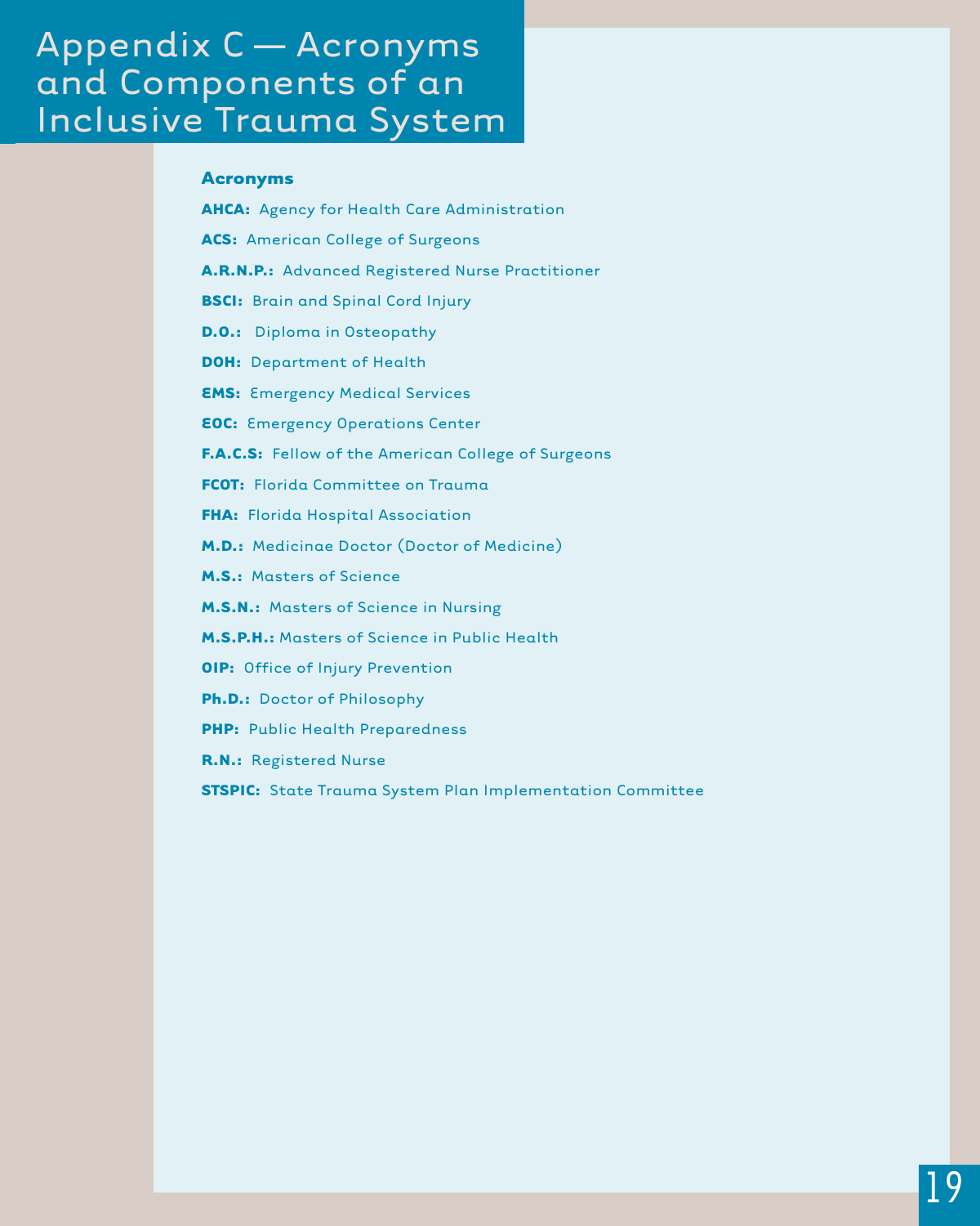# Appendix C — Acronyms and Components of an Inclusive Trauma System

## Acronyms

**AHCA:** Agency for Health Care Administration

**ACS:** American College of Surgeons

**A.R.N.P.:** Advanced Registered Nurse Practitioner

**BSCI:** Brain and Spinal Cord Injury

**D.O.:** Diploma in Osteopathy

**DOH:** Department of Health

**EMS:** Emergency Medical Services

**EOC:** Emergency Operations Center

**F.A.C.S:** Fellow of the American College of Surgeons

**FCOT:** Florida Committee on Trauma

**FHA:** Florida Hospital Association

**M.D.:** Medicinae Doctor (Doctor of Medicine)

**M.S.:** Masters of Science

**M.S.N.:** Masters of Science in Nursing

**M.S.P.H.:** Masters of Science in Public Health

**OIP:** Office of Injury Prevention

**Ph.D.:** Doctor of Philosophy

**PHP:** Public Health Preparedness

**R.N.:** Registered Nurse

**STSPIC:** State Trauma System Plan Implementation Committee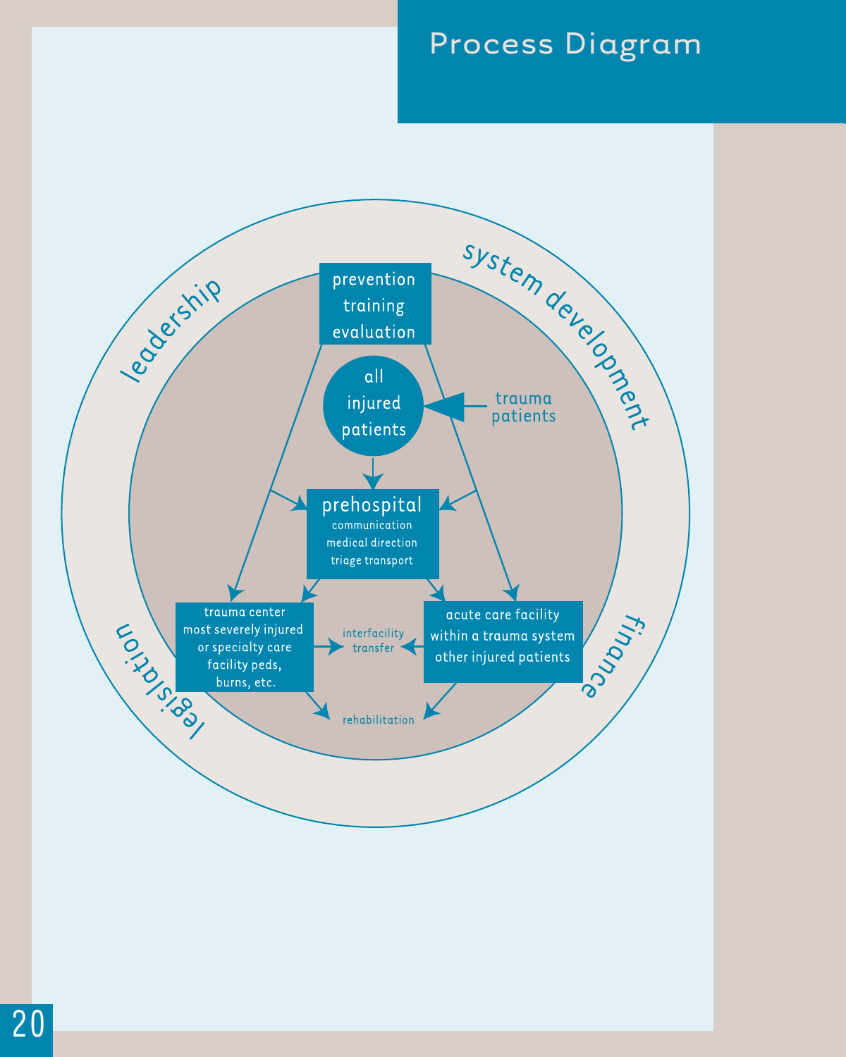# Process Diagram

leadership

system development

finance

legislation

prevention
training
evaluation

all injured patients

trauma patients

prehospital
communication
medical direction
triage transport

trauma center
most severely injured
or specialty care
facility peds,
burns, etc.

interfacility transfer

acute care facility
within a trauma system
other injured patients

rehabilitation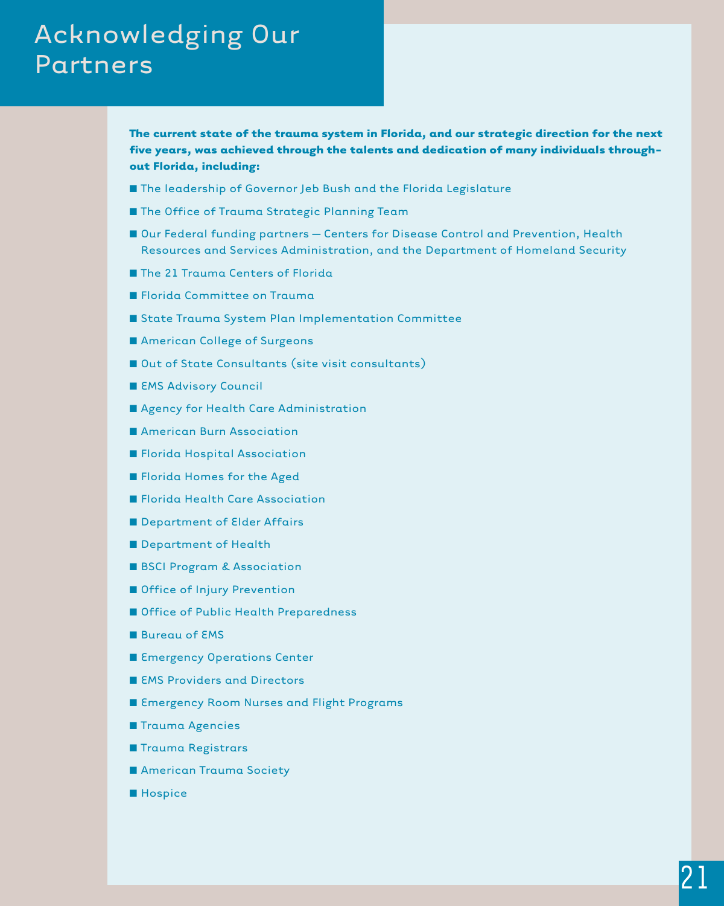# Acknowledging Our Partners

**The current state of the trauma system in Florida, and our strategic direction for the next five years, was achieved through the talents and dedication of many individuals throughout Florida, including:**

- The leadership of Governor Jeb Bush and the Florida Legislature
- The Office of Trauma Strategic Planning Team
- Our Federal funding partners — Centers for Disease Control and Prevention, Health Resources and Services Administration, and the Department of Homeland Security
- The 21 Trauma Centers of Florida
- Florida Committee on Trauma
- State Trauma System Plan Implementation Committee
- American College of Surgeons
- Out of State Consultants (site visit consultants)
- EMS Advisory Council
- Agency for Health Care Administration
- American Burn Association
- Florida Hospital Association
- Florida Homes for the Aged
- Florida Health Care Association
- Department of Elder Affairs
- Department of Health
- BSCI Program & Association
- Office of Injury Prevention
- Office of Public Health Preparedness
- Bureau of EMS
- Emergency Operations Center
- EMS Providers and Directors
- Emergency Room Nurses and Flight Programs
- Trauma Agencies
- Trauma Registrars
- American Trauma Society
- Hospice